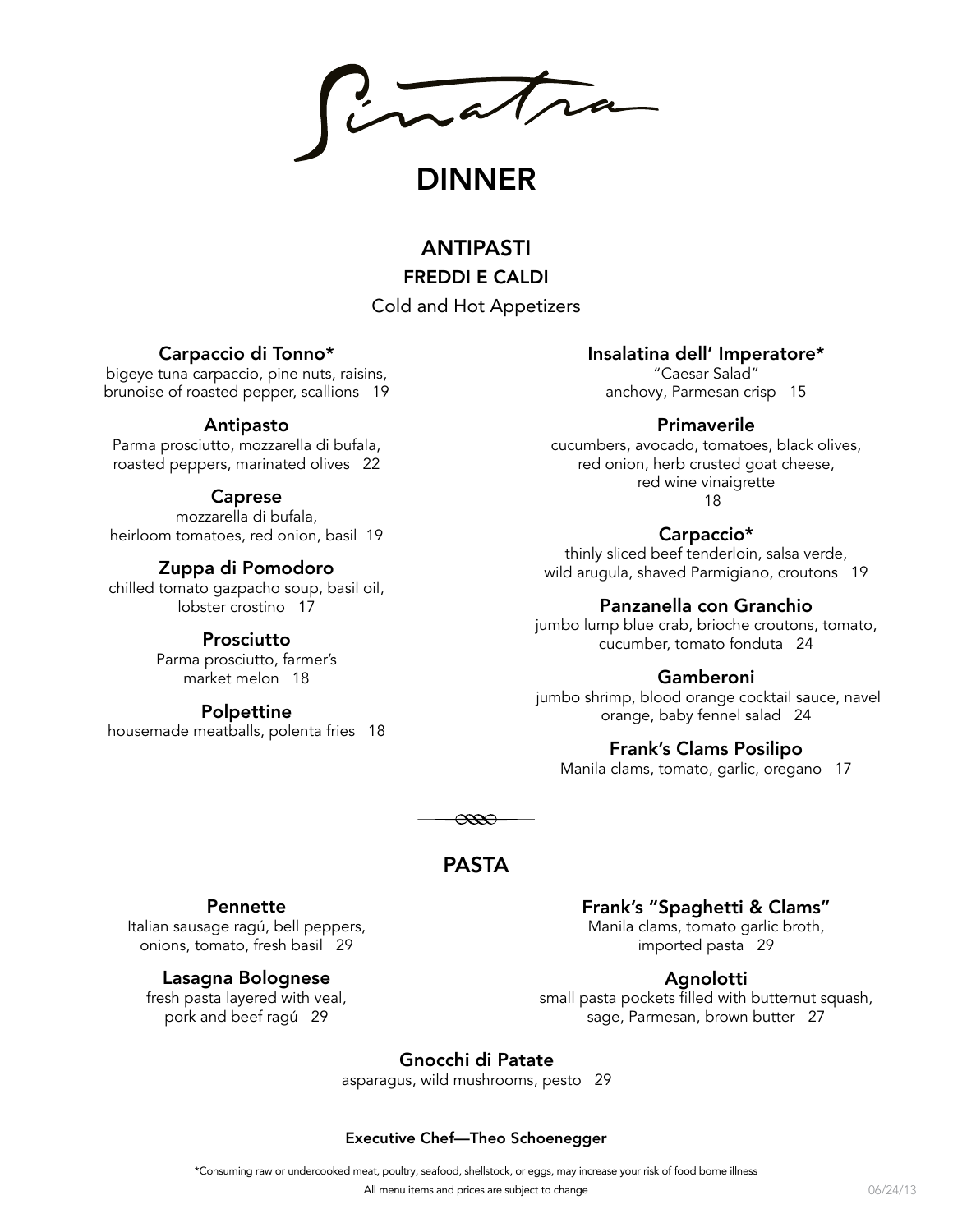# Sinatra

# DINNER

## ANTIPASTI

### FREDDI E CALDI

Cold and Hot Appetizers

**Carpaccio di Tonno***
bigeye tuna carpaccio, pine nuts, raisins, brunoise of roasted pepper, scallions 19

**Antipasto**
Parma prosciutto, mozzarella di bufala, roasted peppers, marinated olives 22

**Caprese**
mozzarella di bufala, heirloom tomatoes, red onion, basil 19

**Zuppa di Pomodoro**
chilled tomato gazpacho soup, basil oil, lobster crostino 17

**Prosciutto**
Parma prosciutto, farmer's market melon 18

**Polpettine**
housemade meatballs, polenta fries 18

**Insalatina dell' Imperatore***
"Caesar Salad"
anchovy, Parmesan crisp 15

**Primaverile**
cucumbers, avocado, tomatoes, black olives, red onion, herb crusted goat cheese, red wine vinaigrette
18

**Carpaccio***
thinly sliced beef tenderloin, salsa verde, wild arugula, shaved Parmigiano, croutons 19

**Panzanella con Granchio**
jumbo lump blue crab, brioche croutons, tomato, cucumber, tomato fonduta 24

**Gamberoni**
jumbo shrimp, blood orange cocktail sauce, navel orange, baby fennel salad 24

**Frank's Clams Posilipo**
Manila clams, tomato, garlic, oregano 17

## PASTA

**Pennette**
Italian sausage ragú, bell peppers, onions, tomato, fresh basil 29

**Lasagna Bolognese**
fresh pasta layered with veal, pork and beef ragú 29

**Frank's "Spaghetti & Clams"**
Manila clams, tomato garlic broth, imported pasta 29

**Agnolotti**
small pasta pockets filled with butternut squash, sage, Parmesan, brown butter 27

**Gnocchi di Patate**
asparagus, wild mushrooms, pesto 29

**Executive Chef—Theo Schoenegger**

*Consuming raw or undercooked meat, poultry, seafood, shellstock, or eggs, may increase your risk of food borne illness

All menu items and prices are subject to change

06/24/13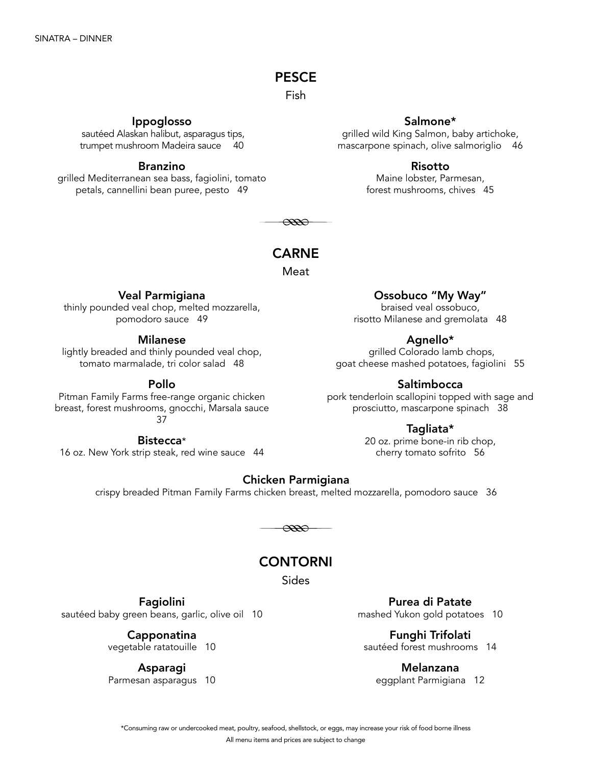## PESCE

Fish

**Ippoglosso**
sautéed Alaskan halibut, asparagus tips, trumpet mushroom Madeira sauce 40

**Branzino**
grilled Mediterranean sea bass, fagiolini, tomato petals, cannellini bean puree, pesto 49

**Salmone***
grilled wild King Salmon, baby artichoke, mascarpone spinach, olive salmoriglio 46

**Risotto**
Maine lobster, Parmesan, forest mushrooms, chives 45

## CARNE

Meat

**Veal Parmigiana**
thinly pounded veal chop, melted mozzarella, pomodoro sauce 49

**Milanese**
lightly breaded and thinly pounded veal chop, tomato marmalade, tri color salad 48

**Pollo**
Pitman Family Farms free-range organic chicken breast, forest mushrooms, gnocchi, Marsala sauce 37

**Bistecca***
16 oz. New York strip steak, red wine sauce 44

**Ossobuco "My Way"**
braised veal ossobuco, risotto Milanese and gremolata 48

**Agnello***
grilled Colorado lamb chops, goat cheese mashed potatoes, fagiolini 55

**Saltimbocca**
pork tenderloin scallopini topped with sage and prosciutto, mascarpone spinach 38

**Tagliata***
20 oz. prime bone-in rib chop, cherry tomato sofrito 56

**Chicken Parmigiana**
crispy breaded Pitman Family Farms chicken breast, melted mozzarella, pomodoro sauce 36

## CONTORNI

Sides

**Fagiolini**
sautéed baby green beans, garlic, olive oil 10

**Capponatina**
vegetable ratatouille 10

**Asparagi**
Parmesan asparagus 10

**Purea di Patate**
mashed Yukon gold potatoes 10

**Funghi Trifolati**
sautéed forest mushrooms 14

**Melanzana**
eggplant Parmigiana 12

*Consuming raw or undercooked meat, poultry, seafood, shellstock, or eggs, may increase your risk of food borne illness

All menu items and prices are subject to change